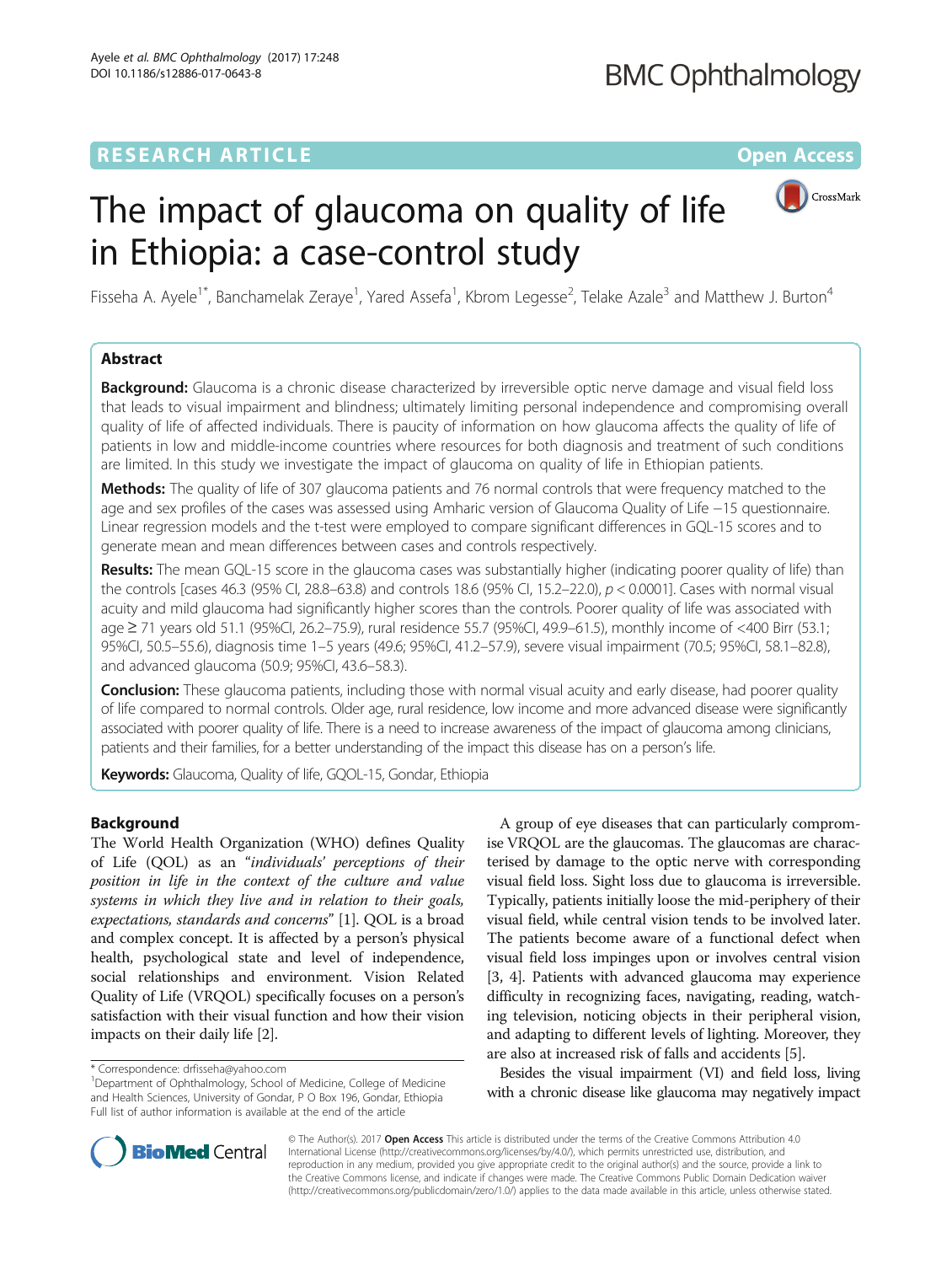# The impact of glaucoma on quality of life in Ethiopia: a case-control study

Fisseha A. Ayele[1*], Banchamelak Zeraye[1], Yared Assefa[1], Kbrom Legesse[2], Telake Azale[3] and Matthew J. Burton[4]

## Abstract

**Background:** Glaucoma is a chronic disease characterized by irreversible optic nerve damage and visual field loss that leads to visual impairment and blindness; ultimately limiting personal independence and compromising overall quality of life of affected individuals. There is paucity of information on how glaucoma affects the quality of life of patients in low and middle-income countries where resources for both diagnosis and treatment of such conditions are limited. In this study we investigate the impact of glaucoma on quality of life in Ethiopian patients.

**Methods:** The quality of life of 307 glaucoma patients and 76 normal controls that were frequency matched to the age and sex profiles of the cases was assessed using Amharic version of Glaucoma Quality of Life −15 questionnaire. Linear regression models and the t-test were employed to compare significant differences in GQL-15 scores and to generate mean and mean differences between cases and controls respectively.

**Results:** The mean GQL-15 score in the glaucoma cases was substantially higher (indicating poorer quality of life) than the controls [cases 46.3 (95% CI, 28.8–63.8) and controls 18.6 (95% CI, 15.2–22.0), $p < 0.0001$]. Cases with normal visual acuity and mild glaucoma had significantly higher scores than the controls. Poorer quality of life was associated with age ≥ 71 years old 51.1 (95%CI, 26.2–75.9), rural residence 55.7 (95%CI, 49.9–61.5), monthly income of <400 Birr (53.1; 95%CI, 50.5–55.6), diagnosis time 1–5 years (49.6; 95%CI, 41.2–57.9), severe visual impairment (70.5; 95%CI, 58.1–82.8), and advanced glaucoma (50.9; 95%CI, 43.6–58.3).

**Conclusion:** These glaucoma patients, including those with normal visual acuity and early disease, had poorer quality of life compared to normal controls. Older age, rural residence, low income and more advanced disease were significantly associated with poorer quality of life. There is a need to increase awareness of the impact of glaucoma among clinicians, patients and their families, for a better understanding of the impact this disease has on a person's life.

**Keywords:** Glaucoma, Quality of life, GQOL-15, Gondar, Ethiopia

## Background

The World Health Organization (WHO) defines Quality of Life (QOL) as an "*individuals' perceptions of their position in life in the context of the culture and value systems in which they live and in relation to their goals, expectations, standards and concerns*" [1]. QOL is a broad and complex concept. It is affected by a person's physical health, psychological state and level of independence, social relationships and environment. Vision Related Quality of Life (VRQOL) specifically focuses on a person's satisfaction with their visual function and how their vision impacts on their daily life [2].

A group of eye diseases that can particularly compromise VRQOL are the glaucomas. The glaucomas are characterised by damage to the optic nerve with corresponding visual field loss. Sight loss due to glaucoma is irreversible. Typically, patients initially loose the mid-periphery of their visual field, while central vision tends to be involved later. The patients become aware of a functional defect when visual field loss impinges upon or involves central vision [3, 4]. Patients with advanced glaucoma may experience difficulty in recognizing faces, navigating, reading, watching television, noticing objects in their peripheral vision, and adapting to different levels of lighting. Moreover, they are also at increased risk of falls and accidents [5].

Besides the visual impairment (VI) and field loss, living with a chronic disease like glaucoma may negatively impact

\* Correspondence: drfisseha@yahoo.com
[1]Department of Ophthalmology, School of Medicine, College of Medicine and Health Sciences, University of Gondar, P O Box 196, Gondar, Ethiopia
Full list of author information is available at the end of the article

© The Author(s). 2017 **Open Access** This article is distributed under the terms of the Creative Commons Attribution 4.0 International License (http://creativecommons.org/licenses/by/4.0/), which permits unrestricted use, distribution, and reproduction in any medium, provided you give appropriate credit to the original author(s) and the source, provide a link to the Creative Commons license, and indicate if changes were made. The Creative Commons Public Domain Dedication waiver (http://creativecommons.org/publicdomain/zero/1.0/) applies to the data made available in this article, unless otherwise stated.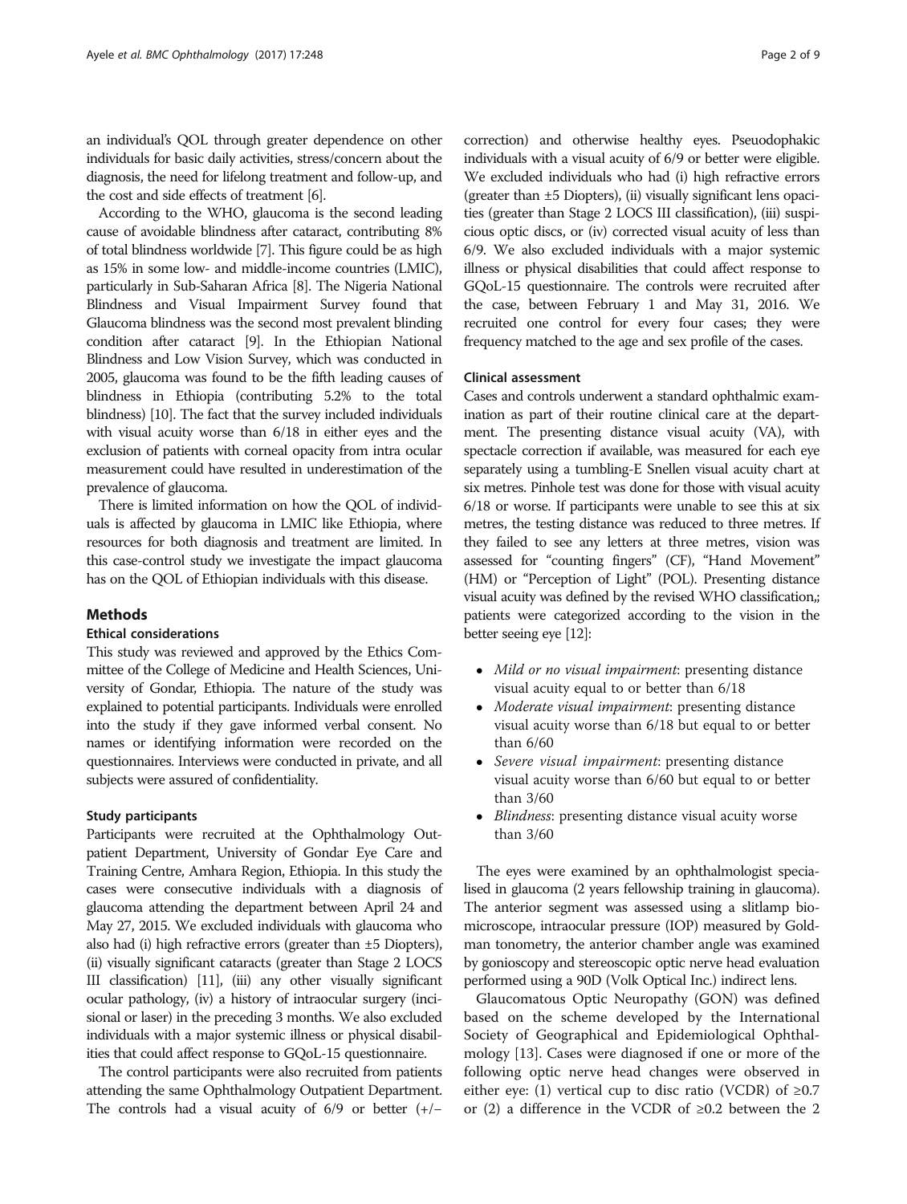an individual's QOL through greater dependence on other individuals for basic daily activities, stress/concern about the diagnosis, the need for lifelong treatment and follow-up, and the cost and side effects of treatment [6].

According to the WHO, glaucoma is the second leading cause of avoidable blindness after cataract, contributing 8% of total blindness worldwide [7]. This figure could be as high as 15% in some low- and middle-income countries (LMIC), particularly in Sub-Saharan Africa [8]. The Nigeria National Blindness and Visual Impairment Survey found that Glaucoma blindness was the second most prevalent blinding condition after cataract [9]. In the Ethiopian National Blindness and Low Vision Survey, which was conducted in 2005, glaucoma was found to be the fifth leading causes of blindness in Ethiopia (contributing 5.2% to the total blindness) [10]. The fact that the survey included individuals with visual acuity worse than 6/18 in either eyes and the exclusion of patients with corneal opacity from intra ocular measurement could have resulted in underestimation of the prevalence of glaucoma.

There is limited information on how the QOL of individuals is affected by glaucoma in LMIC like Ethiopia, where resources for both diagnosis and treatment are limited. In this case-control study we investigate the impact glaucoma has on the QOL of Ethiopian individuals with this disease.

## Methods

### Ethical considerations

This study was reviewed and approved by the Ethics Committee of the College of Medicine and Health Sciences, University of Gondar, Ethiopia. The nature of the study was explained to potential participants. Individuals were enrolled into the study if they gave informed verbal consent. No names or identifying information were recorded on the questionnaires. Interviews were conducted in private, and all subjects were assured of confidentiality.

### Study participants

Participants were recruited at the Ophthalmology Outpatient Department, University of Gondar Eye Care and Training Centre, Amhara Region, Ethiopia. In this study the cases were consecutive individuals with a diagnosis of glaucoma attending the department between April 24 and May 27, 2015. We excluded individuals with glaucoma who also had (i) high refractive errors (greater than ±5 Diopters), (ii) visually significant cataracts (greater than Stage 2 LOCS III classification) [11], (iii) any other visually significant ocular pathology, (iv) a history of intraocular surgery (incisional or laser) in the preceding 3 months. We also excluded individuals with a major systemic illness or physical disabilities that could affect response to GQoL-15 questionnaire.

The control participants were also recruited from patients attending the same Ophthalmology Outpatient Department. The controls had a visual acuity of 6/9 or better (+/− correction) and otherwise healthy eyes. Pseudophakic individuals with a visual acuity of 6/9 or better were eligible. We excluded individuals who had (i) high refractive errors (greater than ±5 Diopters), (ii) visually significant lens opacities (greater than Stage 2 LOCS III classification), (iii) suspicious optic discs, or (iv) corrected visual acuity of less than 6/9. We also excluded individuals with a major systemic illness or physical disabilities that could affect response to GQoL-15 questionnaire. The controls were recruited after the case, between February 1 and May 31, 2016. We recruited one control for every four cases; they were frequency matched to the age and sex profile of the cases.

### Clinical assessment

Cases and controls underwent a standard ophthalmic examination as part of their routine clinical care at the department. The presenting distance visual acuity (VA), with spectacle correction if available, was measured for each eye separately using a tumbling-E Snellen visual acuity chart at six metres. Pinhole test was done for those with visual acuity 6/18 or worse. If participants were unable to see this at six metres, the testing distance was reduced to three metres. If they failed to see any letters at three metres, vision was assessed for "counting fingers" (CF), "Hand Movement" (HM) or "Perception of Light" (POL). Presenting distance visual acuity was defined by the revised WHO classification,; patients were categorized according to the vision in the better seeing eye [12]:

- *Mild or no visual impairment*: presenting distance visual acuity equal to or better than 6/18
- *Moderate visual impairment*: presenting distance visual acuity worse than 6/18 but equal to or better than 6/60
- *Severe visual impairment*: presenting distance visual acuity worse than 6/60 but equal to or better than 3/60
- *Blindness*: presenting distance visual acuity worse than 3/60

The eyes were examined by an ophthalmologist specialised in glaucoma (2 years fellowship training in glaucoma). The anterior segment was assessed using a slitlamp biomicroscope, intraocular pressure (IOP) measured by Goldman tonometry, the anterior chamber angle was examined by gonioscopy and stereoscopic optic nerve head evaluation performed using a 90D (Volk Optical Inc.) indirect lens.

Glaucomatous Optic Neuropathy (GON) was defined based on the scheme developed by the International Society of Geographical and Epidemiological Ophthalmology [13]. Cases were diagnosed if one or more of the following optic nerve head changes were observed in either eye: (1) vertical cup to disc ratio (VCDR) of ≥0.7 or (2) a difference in the VCDR of ≥0.2 between the 2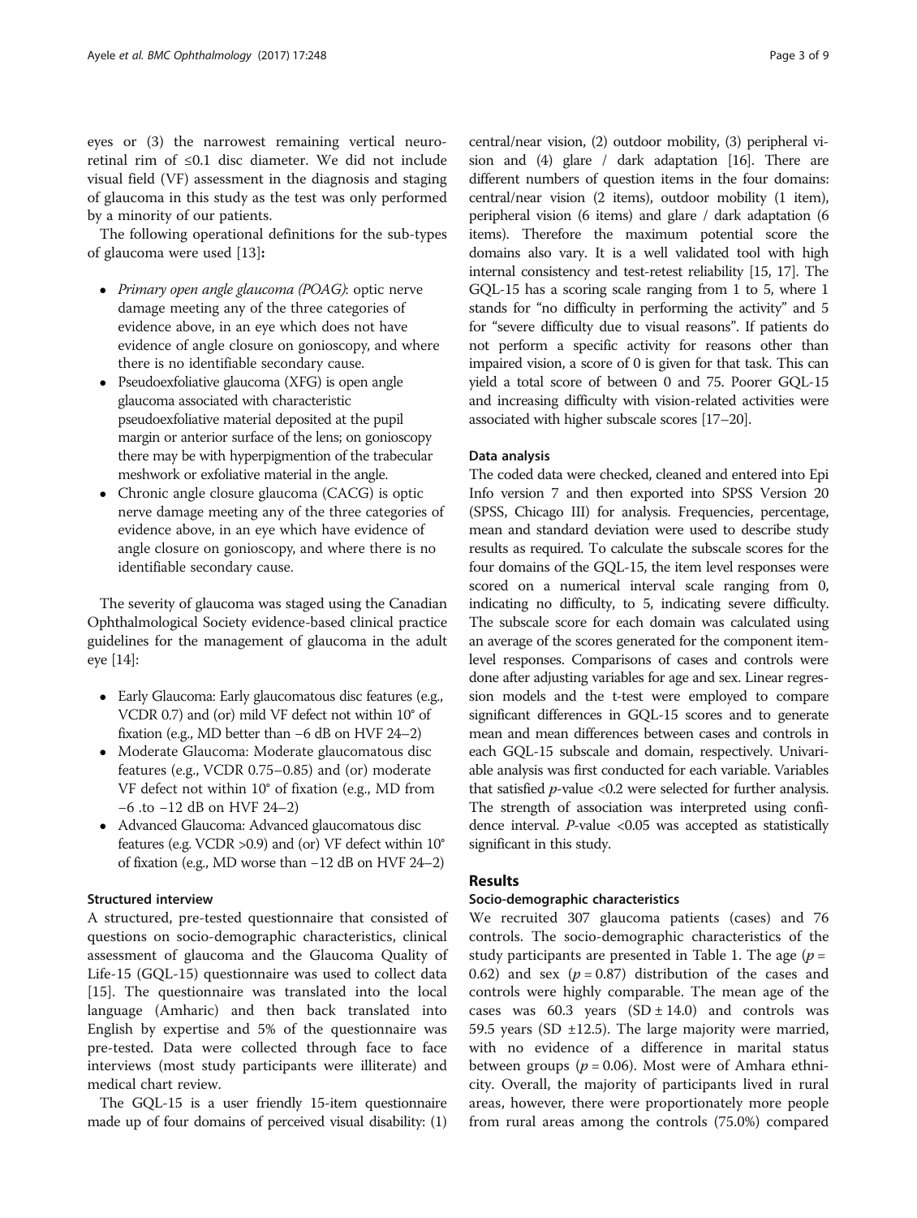eyes or (3) the narrowest remaining vertical neuro-retinal rim of ≤0.1 disc diameter. We did not include visual field (VF) assessment in the diagnosis and staging of glaucoma in this study as the test was only performed by a minority of our patients.

The following operational definitions for the sub-types of glaucoma were used [13]**:**

- *Primary open angle glaucoma (POAG)*: optic nerve damage meeting any of the three categories of evidence above, in an eye which does not have evidence of angle closure on gonioscopy, and where there is no identifiable secondary cause.
- Pseudoexfoliative glaucoma (XFG) is open angle glaucoma associated with characteristic pseudoexfoliative material deposited at the pupil margin or anterior surface of the lens; on gonioscopy there may be with hyperpigmention of the trabecular meshwork or exfoliative material in the angle.
- Chronic angle closure glaucoma (CACG) is optic nerve damage meeting any of the three categories of evidence above, in an eye which have evidence of angle closure on gonioscopy, and where there is no identifiable secondary cause.

The severity of glaucoma was staged using the Canadian Ophthalmological Society evidence-based clinical practice guidelines for the management of glaucoma in the adult eye [14]:

- Early Glaucoma: Early glaucomatous disc features (e.g., VCDR 0.7) and (or) mild VF defect not within 10° of fixation (e.g., MD better than −6 dB on HVF 24–2)
- Moderate Glaucoma: Moderate glaucomatous disc features (e.g., VCDR 0.75–0.85) and (or) moderate VF defect not within 10° of fixation (e.g., MD from −6 .to −12 dB on HVF 24–2)
- Advanced Glaucoma: Advanced glaucomatous disc features (e.g. VCDR >0.9) and (or) VF defect within 10° of fixation (e.g., MD worse than −12 dB on HVF 24–2)

### Structured interview

A structured, pre-tested questionnaire that consisted of questions on socio-demographic characteristics, clinical assessment of glaucoma and the Glaucoma Quality of Life-15 (GQL-15) questionnaire was used to collect data [15]. The questionnaire was translated into the local language (Amharic) and then back translated into English by expertise and 5% of the questionnaire was pre-tested. Data were collected through face to face interviews (most study participants were illiterate) and medical chart review.

The GQL-15 is a user friendly 15-item questionnaire made up of four domains of perceived visual disability: (1) central/near vision, (2) outdoor mobility, (3) peripheral vision and (4) glare / dark adaptation [16]. There are different numbers of question items in the four domains: central/near vision (2 items), outdoor mobility (1 item), peripheral vision (6 items) and glare / dark adaptation (6 items). Therefore the maximum potential score the domains also vary. It is a well validated tool with high internal consistency and test-retest reliability [15, 17]. The GQL-15 has a scoring scale ranging from 1 to 5, where 1 stands for "no difficulty in performing the activity" and 5 for "severe difficulty due to visual reasons". If patients do not perform a specific activity for reasons other than impaired vision, a score of 0 is given for that task. This can yield a total score of between 0 and 75. Poorer GQL-15 and increasing difficulty with vision-related activities were associated with higher subscale scores [17–20].

### Data analysis

The coded data were checked, cleaned and entered into Epi Info version 7 and then exported into SPSS Version 20 (SPSS, Chicago III) for analysis. Frequencies, percentage, mean and standard deviation were used to describe study results as required. To calculate the subscale scores for the four domains of the GQL-15, the item level responses were scored on a numerical interval scale ranging from 0, indicating no difficulty, to 5, indicating severe difficulty. The subscale score for each domain was calculated using an average of the scores generated for the component item-level responses. Comparisons of cases and controls were done after adjusting variables for age and sex. Linear regression models and the t-test were employed to compare significant differences in GQL-15 scores and to generate mean and mean differences between cases and controls in each GQL-15 subscale and domain, respectively. Univariable analysis was first conducted for each variable. Variables that satisfied $p$-value <0.2 were selected for further analysis. The strength of association was interpreted using confidence interval. $P$-value <0.05 was accepted as statistically significant in this study.

## Results

### Socio-demographic characteristics

We recruited 307 glaucoma patients (cases) and 76 controls. The socio-demographic characteristics of the study participants are presented in Table 1. The age ($p = 0.62$) and sex ($p = 0.87$) distribution of the cases and controls were highly comparable. The mean age of the cases was 60.3 years (SD ± 14.0) and controls was 59.5 years (SD ±12.5). The large majority were married, with no evidence of a difference in marital status between groups ($p = 0.06$). Most were of Amhara ethnicity. Overall, the majority of participants lived in rural areas, however, there were proportionately more people from rural areas among the controls (75.0%) compared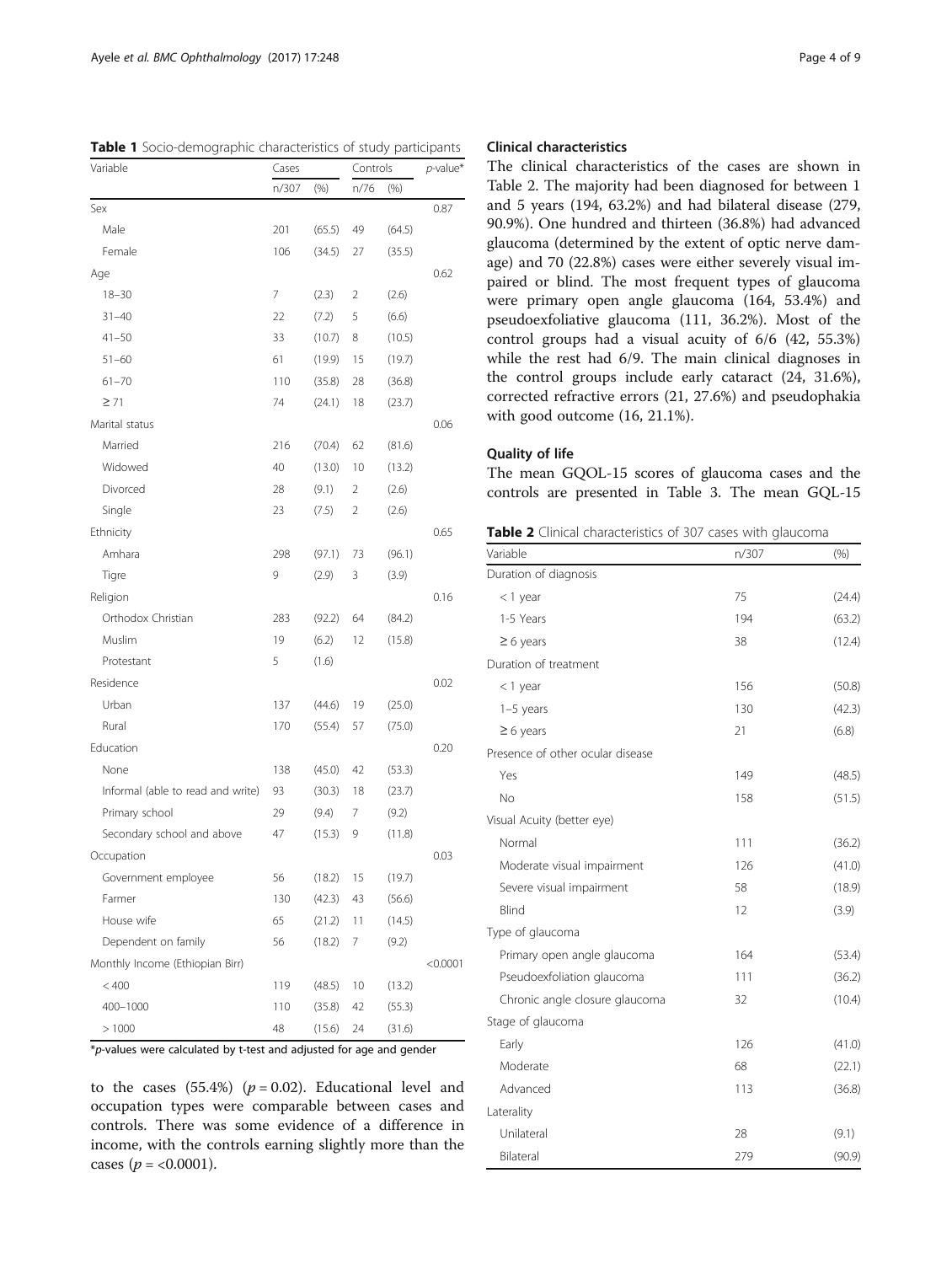**Table 1** Socio-demographic characteristics of study participants

| Variable | Cases | | Controls | | *p*-value* |
|---|---|---|---|---|---|
| | n/307 | (%) | n/76 | (%) | |
| Sex | | | | | 0.87 |
| Male | 201 | (65.5) | 49 | (64.5) | |
| Female | 106 | (34.5) | 27 | (35.5) | |
| Age | | | | | 0.62 |
| 18–30 | 7 | (2.3) | 2 | (2.6) | |
| 31–40 | 22 | (7.2) | 5 | (6.6) | |
| 41–50 | 33 | (10.7) | 8 | (10.5) | |
| 51–60 | 61 | (19.9) | 15 | (19.7) | |
| 61–70 | 110 | (35.8) | 28 | (36.8) | |
| ≥ 71 | 74 | (24.1) | 18 | (23.7) | |
| Marital status | | | | | 0.06 |
| Married | 216 | (70.4) | 62 | (81.6) | |
| Widowed | 40 | (13.0) | 10 | (13.2) | |
| Divorced | 28 | (9.1) | 2 | (2.6) | |
| Single | 23 | (7.5) | 2 | (2.6) | |
| Ethnicity | | | | | 0.65 |
| Amhara | 298 | (97.1) | 73 | (96.1) | |
| Tigre | 9 | (2.9) | 3 | (3.9) | |
| Religion | | | | | 0.16 |
| Orthodox Christian | 283 | (92.2) | 64 | (84.2) | |
| Muslim | 19 | (6.2) | 12 | (15.8) | |
| Protestant | 5 | (1.6) | | | |
| Residence | | | | | 0.02 |
| Urban | 137 | (44.6) | 19 | (25.0) | |
| Rural | 170 | (55.4) | 57 | (75.0) | |
| Education | | | | | 0.20 |
| None | 138 | (45.0) | 42 | (53.3) | |
| Informal (able to read and write) | 93 | (30.3) | 18 | (23.7) | |
| Primary school | 29 | (9.4) | 7 | (9.2) | |
| Secondary school and above | 47 | (15.3) | 9 | (11.8) | |
| Occupation | | | | | 0.03 |
| Government employee | 56 | (18.2) | 15 | (19.7) | |
| Farmer | 130 | (42.3) | 43 | (56.6) | |
| House wife | 65 | (21.2) | 11 | (14.5) | |
| Dependent on family | 56 | (18.2) | 7 | (9.2) | |
| Monthly Income (Ethiopian Birr) | | | | | <0.0001 |
| < 400 | 119 | (48.5) | 10 | (13.2) | |
| 400–1000 | 110 | (35.8) | 42 | (55.3) | |
| > 1000 | 48 | (15.6) | 24 | (31.6) | |

**p*-values were calculated by t-test and adjusted for age and gender

to the cases (55.4%) ($p = 0.02$). Educational level and occupation types were comparable between cases and controls. There was some evidence of a difference in income, with the controls earning slightly more than the cases ($p = <0.0001$).

### Clinical characteristics

The clinical characteristics of the cases are shown in Table 2. The majority had been diagnosed for between 1 and 5 years (194, 63.2%) and had bilateral disease (279, 90.9%). One hundred and thirteen (36.8%) had advanced glaucoma (determined by the extent of optic nerve damage) and 70 (22.8%) cases were either severely visual impaired or blind. The most frequent types of glaucoma were primary open angle glaucoma (164, 53.4%) and pseudoexfoliative glaucoma (111, 36.2%). Most of the control groups had a visual acuity of 6/6 (42, 55.3%) while the rest had 6/9. The main clinical diagnoses in the control groups include early cataract (24, 31.6%), corrected refractive errors (21, 27.6%) and pseudophakia with good outcome (16, 21.1%).

### Quality of life

The mean GQOL-15 scores of glaucoma cases and the controls are presented in Table 3. The mean GQL-15

**Table 2** Clinical characteristics of 307 cases with glaucoma

| Variable | n/307 | (%) |
|---|---|---|
| Duration of diagnosis | | |
| < 1 year | 75 | (24.4) |
| 1-5 Years | 194 | (63.2) |
| ≥ 6 years | 38 | (12.4) |
| Duration of treatment | | |
| < 1 year | 156 | (50.8) |
| 1–5 years | 130 | (42.3) |
| ≥ 6 years | 21 | (6.8) |
| Presence of other ocular disease | | |
| Yes | 149 | (48.5) |
| No | 158 | (51.5) |
| Visual Acuity (better eye) | | |
| Normal | 111 | (36.2) |
| Moderate visual impairment | 126 | (41.0) |
| Severe visual impairment | 58 | (18.9) |
| Blind | 12 | (3.9) |
| Type of glaucoma | | |
| Primary open angle glaucoma | 164 | (53.4) |
| Pseudoexfoliation glaucoma | 111 | (36.2) |
| Chronic angle closure glaucoma | 32 | (10.4) |
| Stage of glaucoma | | |
| Early | 126 | (41.0) |
| Moderate | 68 | (22.1) |
| Advanced | 113 | (36.8) |
| Laterality | | |
| Unilateral | 28 | (9.1) |
| Bilateral | 279 | (90.9) |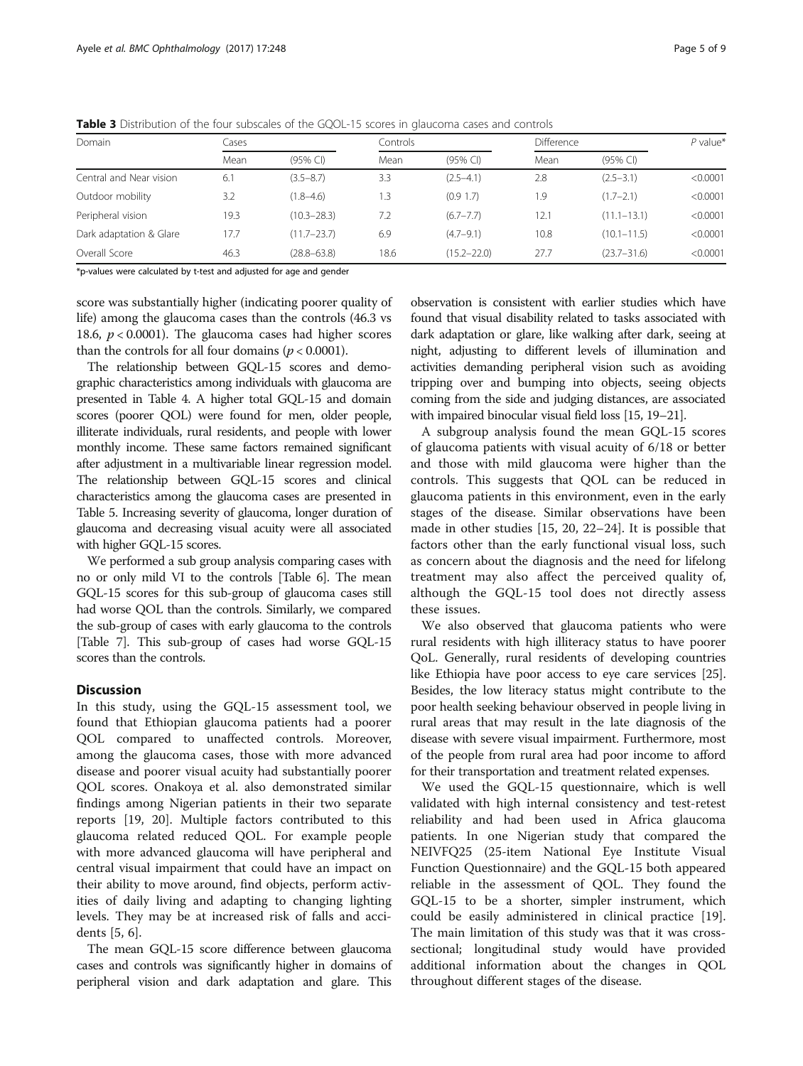**Table 3** Distribution of the four subscales of the GQOL-15 scores in glaucoma cases and controls

| Domain | Cases | | Controls | | Difference | | P value* |
|---|---|---|---|---|---|---|---|
| | Mean | (95% CI) | Mean | (95% CI) | Mean | (95% CI) | |
| Central and Near vision | 6.1 | (3.5–8.7) | 3.3 | (2.5–4.1) | 2.8 | (2.5–3.1) | <0.0001 |
| Outdoor mobility | 3.2 | (1.8–4.6) | 1.3 | (0.9 1.7) | 1.9 | (1.7–2.1) | <0.0001 |
| Peripheral vision | 19.3 | (10.3–28.3) | 7.2 | (6.7–7.7) | 12.1 | (11.1–13.1) | <0.0001 |
| Dark adaptation & Glare | 17.7 | (11.7–23.7) | 6.9 | (4.7–9.1) | 10.8 | (10.1–11.5) | <0.0001 |
| Overall Score | 46.3 | (28.8–63.8) | 18.6 | (15.2–22.0) | 27.7 | (23.7–31.6) | <0.0001 |

*p-values were calculated by t-test and adjusted for age and gender

score was substantially higher (indicating poorer quality of life) among the glaucoma cases than the controls (46.3 vs 18.6, $p < 0.0001$). The glaucoma cases had higher scores than the controls for all four domains ($p < 0.0001$).

The relationship between GQL-15 scores and demographic characteristics among individuals with glaucoma are presented in Table 4. A higher total GQL-15 and domain scores (poorer QOL) were found for men, older people, illiterate individuals, rural residents, and people with lower monthly income. These same factors remained significant after adjustment in a multivariable linear regression model. The relationship between GQL-15 scores and clinical characteristics among the glaucoma cases are presented in Table 5. Increasing severity of glaucoma, longer duration of glaucoma and decreasing visual acuity were all associated with higher GQL-15 scores.

We performed a sub group analysis comparing cases with no or only mild VI to the controls [Table 6]. The mean GQL-15 scores for this sub-group of glaucoma cases still had worse QOL than the controls. Similarly, we compared the sub-group of cases with early glaucoma to the controls [Table 7]. This sub-group of cases had worse GQL-15 scores than the controls.

## Discussion

In this study, using the GQL-15 assessment tool, we found that Ethiopian glaucoma patients had a poorer QOL compared to unaffected controls. Moreover, among the glaucoma cases, those with more advanced disease and poorer visual acuity had substantially poorer QOL scores. Onakoya et al. also demonstrated similar findings among Nigerian patients in their two separate reports [19, 20]. Multiple factors contributed to this glaucoma related reduced QOL. For example people with more advanced glaucoma will have peripheral and central visual impairment that could have an impact on their ability to move around, find objects, perform activities of daily living and adapting to changing lighting levels. They may be at increased risk of falls and accidents [5, 6].

The mean GQL-15 score difference between glaucoma cases and controls was significantly higher in domains of peripheral vision and dark adaptation and glare. This observation is consistent with earlier studies which have found that visual disability related to tasks associated with dark adaptation or glare, like walking after dark, seeing at night, adjusting to different levels of illumination and activities demanding peripheral vision such as avoiding tripping over and bumping into objects, seeing objects coming from the side and judging distances, are associated with impaired binocular visual field loss [15, 19–21].

A subgroup analysis found the mean GQL-15 scores of glaucoma patients with visual acuity of 6/18 or better and those with mild glaucoma were higher than the controls. This suggests that QOL can be reduced in glaucoma patients in this environment, even in the early stages of the disease. Similar observations have been made in other studies [15, 20, 22–24]. It is possible that factors other than the early functional visual loss, such as concern about the diagnosis and the need for lifelong treatment may also affect the perceived quality of, although the GQL-15 tool does not directly assess these issues.

We also observed that glaucoma patients who were rural residents with high illiteracy status to have poorer QoL. Generally, rural residents of developing countries like Ethiopia have poor access to eye care services [25]. Besides, the low literacy status might contribute to the poor health seeking behaviour observed in people living in rural areas that may result in the late diagnosis of the disease with severe visual impairment. Furthermore, most of the people from rural area had poor income to afford for their transportation and treatment related expenses.

We used the GQL-15 questionnaire, which is well validated with high internal consistency and test-retest reliability and had been used in Africa glaucoma patients. In one Nigerian study that compared the NEIVFQ25 (25-item National Eye Institute Visual Function Questionnaire) and the GQL-15 both appeared reliable in the assessment of QOL. They found the GQL-15 to be a shorter, simpler instrument, which could be easily administered in clinical practice [19]. The main limitation of this study was that it was cross-sectional; longitudinal study would have provided additional information about the changes in QOL throughout different stages of the disease.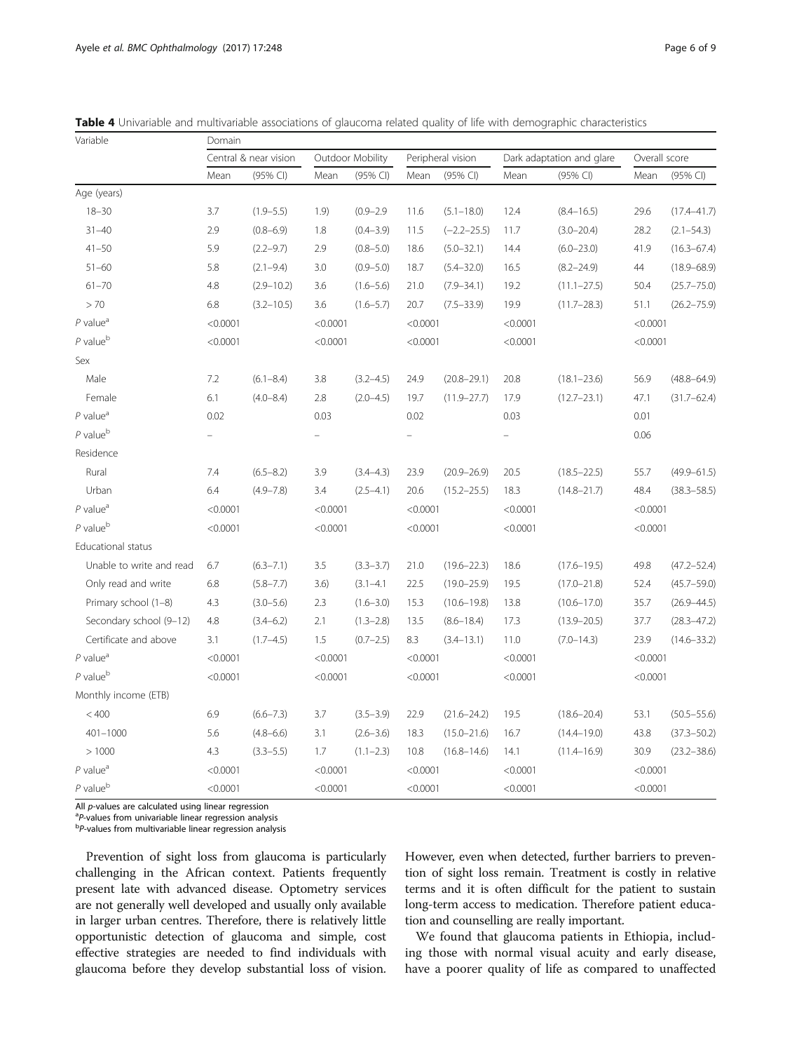**Table 4** Univariable and multivariable associations of glaucoma related quality of life with demographic characteristics

| Variable | Domain | | | | | | | | | |
|---|---|---|---|---|---|---|---|---|---|---|
| | Central & near vision | | Outdoor Mobility | | Peripheral vision | | Dark adaptation and glare | | Overall score | |
| | Mean | (95% CI) | Mean | (95% CI) | Mean | (95% CI) | Mean | (95% CI) | Mean | (95% CI) |
| Age (years) | | | | | | | | | | |
| 18–30 | 3.7 | (1.9–5.5) | 1.9) | (0.9–2.9 | 11.6 | (5.1–18.0) | 12.4 | (8.4–16.5) | 29.6 | (17.4–41.7) |
| 31–40 | 2.9 | (0.8–6.9) | 1.8 | (0.4–3.9) | 11.5 | (−2.2–25.5) | 11.7 | (3.0–20.4) | 28.2 | (2.1–54.3) |
| 41–50 | 5.9 | (2.2–9.7) | 2.9 | (0.8–5.0) | 18.6 | (5.0–32.1) | 14.4 | (6.0–23.0) | 41.9 | (16.3–67.4) |
| 51–60 | 5.8 | (2.1–9.4) | 3.0 | (0.9–5.0) | 18.7 | (5.4–32.0) | 16.5 | (8.2–24.9) | 44 | (18.9–68.9) |
| 61–70 | 4.8 | (2.9–10.2) | 3.6 | (1.6–5.6) | 21.0 | (7.9–34.1) | 19.2 | (11.1–27.5) | 50.4 | (25.7–75.0) |
| > 70 | 6.8 | (3.2–10.5) | 3.6 | (1.6–5.7) | 20.7 | (7.5–33.9) | 19.9 | (11.7–28.3) | 51.1 | (26.2–75.9) |
| P value[a] | <0.0001 | | <0.0001 | | <0.0001 | | <0.0001 | | <0.0001 | |
| P value[b] | <0.0001 | | <0.0001 | | <0.0001 | | <0.0001 | | <0.0001 | |
| Sex | | | | | | | | | | |
| Male | 7.2 | (6.1–8.4) | 3.8 | (3.2–4.5) | 24.9 | (20.8–29.1) | 20.8 | (18.1–23.6) | 56.9 | (48.8–64.9) |
| Female | 6.1 | (4.0–8.4) | 2.8 | (2.0–4.5) | 19.7 | (11.9–27.7) | 17.9 | (12.7–23.1) | 47.1 | (31.7–62.4) |
| P value[a] | 0.02 | | 0.03 | | 0.02 | | 0.03 | | 0.01 | |
| P value[b] | – | | – | | – | | – | | 0.06 | |
| Residence | | | | | | | | | | |
| Rural | 7.4 | (6.5–8.2) | 3.9 | (3.4–4.3) | 23.9 | (20.9–26.9) | 20.5 | (18.5–22.5) | 55.7 | (49.9–61.5) |
| Urban | 6.4 | (4.9–7.8) | 3.4 | (2.5–4.1) | 20.6 | (15.2–25.5) | 18.3 | (14.8–21.7) | 48.4 | (38.3–58.5) |
| P value[a] | <0.0001 | | <0.0001 | | <0.0001 | | <0.0001 | | <0.0001 | |
| P value[b] | <0.0001 | | <0.0001 | | <0.0001 | | <0.0001 | | <0.0001 | |
| Educational status | | | | | | | | | | |
| Unable to write and read | 6.7 | (6.3–7.1) | 3.5 | (3.3–3.7) | 21.0 | (19.6–22.3) | 18.6 | (17.6–19.5) | 49.8 | (47.2–52.4) |
| Only read and write | 6.8 | (5.8–7.7) | 3.6) | (3.1–4.1 | 22.5 | (19.0–25.9) | 19.5 | (17.0–21.8) | 52.4 | (45.7–59.0) |
| Primary school (1–8) | 4.3 | (3.0–5.6) | 2.3 | (1.6–3.0) | 15.3 | (10.6–19.8) | 13.8 | (10.6–17.0) | 35.7 | (26.9–44.5) |
| Secondary school (9–12) | 4.8 | (3.4–6.2) | 2.1 | (1.3–2.8) | 13.5 | (8.6–18.4) | 17.3 | (13.9–20.5) | 37.7 | (28.3–47.2) |
| Certificate and above | 3.1 | (1.7–4.5) | 1.5 | (0.7–2.5) | 8.3 | (3.4–13.1) | 11.0 | (7.0–14.3) | 23.9 | (14.6–33.2) |
| P value[a] | <0.0001 | | <0.0001 | | <0.0001 | | <0.0001 | | <0.0001 | |
| P value[b] | <0.0001 | | <0.0001 | | <0.0001 | | <0.0001 | | <0.0001 | |
| Monthly income (ETB) | | | | | | | | | | |
| < 400 | 6.9 | (6.6–7.3) | 3.7 | (3.5–3.9) | 22.9 | (21.6–24.2) | 19.5 | (18.6–20.4) | 53.1 | (50.5–55.6) |
| 401–1000 | 5.6 | (4.8–6.6) | 3.1 | (2.6–3.6) | 18.3 | (15.0–21.6) | 16.7 | (14.4–19.0) | 43.8 | (37.3–50.2) |
| > 1000 | 4.3 | (3.3–5.5) | 1.7 | (1.1–2.3) | 10.8 | (16.8–14.6) | 14.1 | (11.4–16.9) | 30.9 | (23.2–38.6) |
| P value[a] | <0.0001 | | <0.0001 | | <0.0001 | | <0.0001 | | <0.0001 | |
| P value[b] | <0.0001 | | <0.0001 | | <0.0001 | | <0.0001 | | <0.0001 | |

All *p*-values are calculated using linear regression
[a]*P*-values from univariable linear regression analysis
[b]*P*-values from multivariable linear regression analysis

Prevention of sight loss from glaucoma is particularly challenging in the African context. Patients frequently present late with advanced disease. Optometry services are not generally well developed and usually only available in larger urban centres. Therefore, there is relatively little opportunistic detection of glaucoma and simple, cost effective strategies are needed to find individuals with glaucoma before they develop substantial loss of vision. However, even when detected, further barriers to prevention of sight loss remain. Treatment is costly in relative terms and it is often difficult for the patient to sustain long-term access to medication. Therefore patient education and counselling are really important.

We found that glaucoma patients in Ethiopia, including those with normal visual acuity and early disease, have a poorer quality of life as compared to unaffected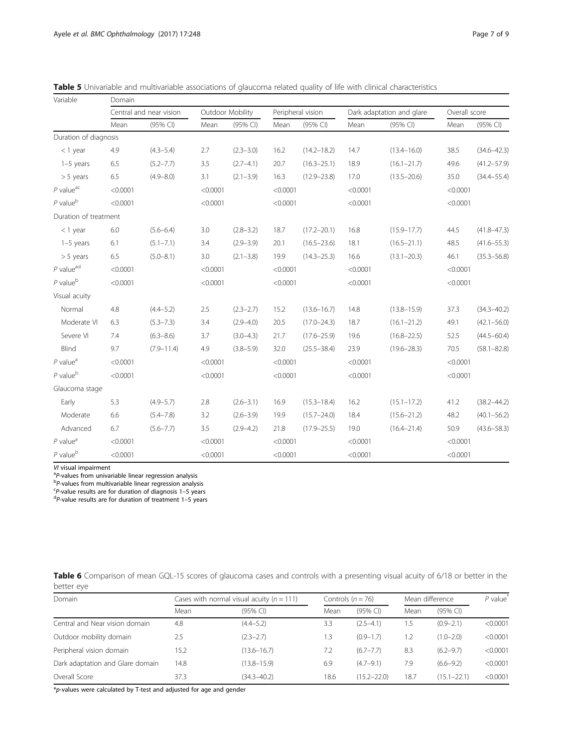**Table 5** Univariable and multivariable associations of glaucoma related quality of life with clinical characteristics

| Variable | Domain | | | | | | | | | |
|---|---|---|---|---|---|---|---|---|---|---|
| | Central and near vision | | Outdoor Mobility | | Peripheral vision | | Dark adaptation and glare | | Overall score | |
| | Mean | (95% CI) | Mean | (95% CI) | Mean | (95% CI) | Mean | (95% CI) | Mean | (95% CI) |
| Duration of diagnosis | | | | | | | | | | |
| < 1 year | 4.9 | (4.3–5.4) | 2.7 | (2.3–3.0) | 16.2 | (14.2–18.2) | 14.7 | (13.4–16.0) | 38.5 | (34.6–42.3) |
| 1–5 years | 6.5 | (5.2–7.7) | 3.5 | (2.7–4.1) | 20.7 | (16.3–25.1) | 18.9 | (16.1–21.7) | 49.6 | (41.2–57.9) |
| > 5 years | 6.5 | (4.9–8.0) | 3.1 | (2.1–3.9) | 16.3 | (12.9–23.8) | 17.0 | (13.5–20.6) | 35.0 | (34.4–55.4) |
| *P* value[ac] | <0.0001 | | <0.0001 | | <0.0001 | | <0.0001 | | <0.0001 | |
| *P* value[b] | <0.0001 | | <0.0001 | | <0.0001 | | <0.0001 | | <0.0001 | |
| Duration of treatment | | | | | | | | | | |
| < 1 year | 6.0 | (5.6–6.4) | 3.0 | (2.8–3.2) | 18.7 | (17.2–20.1) | 16.8 | (15.9–17.7) | 44.5 | (41.8–47.3) |
| 1–5 years | 6.1 | (5.1–7.1) | 3.4 | (2.9–3.9) | 20.1 | (16.5–23.6) | 18.1 | (16.5–21.1) | 48.5 | (41.6–55.3) |
| > 5 years | 6.5 | (5.0–8.1) | 3.0 | (2.1–3.8) | 19.9 | (14.3–25.3) | 16.6 | (13.1–20.3) | 46.1 | (35.3–56.8) |
| *P* value[ad] | <0.0001 | | <0.0001 | | <0.0001 | | <0.0001 | | <0.0001 | |
| *P* value[b] | <0.0001 | | <0.0001 | | <0.0001 | | <0.0001 | | <0.0001 | |
| Visual acuity | | | | | | | | | | |
| Normal | 4.8 | (4.4–5.2) | 2.5 | (2.3–2.7) | 15.2 | (13.6–16.7) | 14.8 | (13.8–15.9) | 37.3 | (34.3–40.2) |
| Moderate VI | 6.3 | (5.3–7.3) | 3.4 | (2.9–4.0) | 20.5 | (17.0–24.3) | 18.7 | (16.1–21.2) | 49.1 | (42.1–56.0) |
| Severe VI | 7.4 | (6.3–8.6) | 3.7 | (3.0–4.3) | 21.7 | (17.6–25.9) | 19.6 | (16.8–22.5) | 52.5 | (44.5–60.4) |
| Blind | 9.7 | (7.9–11.4) | 4.9 | (3.8–5.9) | 32.0 | (25.5–38.4) | 23.9 | (19.6–28.3) | 70.5 | (58.1–82.8) |
| *P* value[a] | <0.0001 | | <0.0001 | | <0.0001 | | <0.0001 | | <0.0001 | |
| *P* value[b] | <0.0001 | | <0.0001 | | <0.0001 | | <0.0001 | | <0.0001 | |
| Glaucoma stage | | | | | | | | | | |
| Early | 5.3 | (4.9–5.7) | 2.8 | (2.6–3.1) | 16.9 | (15.3–18.4) | 16.2 | (15.1–17.2) | 41.2 | (38.2–44.2) |
| Moderate | 6.6 | (5.4–7.8) | 3.2 | (2.6–3.9) | 19.9 | (15.7–24.0) | 18.4 | (15.6–21.2) | 48.2 | (40.1–56.2) |
| Advanced | 6.7 | (5.6–7.7) | 3.5 | (2.9–4.2) | 21.8 | (17.9–25.5) | 19.0 | (16.4–21.4) | 50.9 | (43.6–58.3) |
| *P* value[a] | <0.0001 | | <0.0001 | | <0.0001 | | <0.0001 | | <0.0001 | |
| *P* value[b] | <0.0001 | | <0.0001 | | <0.0001 | | <0.0001 | | <0.0001 | |

*VI* visual impairment
[a]*P*-values from univariable linear regression analysis
[b]*P*-values from multivariable linear regression analysis
[c]*P*-value results are for duration of diagnosis 1–5 years
[d]*P*-value results are for duration of treatment 1–5 years

**Table 6** Comparison of mean GQL-15 scores of glaucoma cases and controls with a presenting visual acuity of 6/18 or better in the better eye

| Domain | Cases with normal visual acuity ($n = 111$) | | Controls ($n = 76$) | | Mean difference | | *P* value* |
|---|---|---|---|---|---|---|---|
| | Mean | (95% CI) | Mean | (95% CI) | Mean | (95% CI) | |
| Central and Near vision domain | 4.8 | (4.4–5.2) | 3.3 | (2.5–4.1) | 1.5 | (0.9–2.1) | <0.0001 |
| Outdoor mobility domain | 2.5 | (2.3–2.7) | 1.3 | (0.9–1.7) | 1.2 | (1.0–2.0) | <0.0001 |
| Peripheral vision domain | 15.2 | (13.6–16.7) | 7.2 | (6.7–7.7) | 8.3 | (6.2–9.7) | <0.0001 |
| Dark adaptation and Glare domain | 14.8 | (13.8–15.9) | 6.9 | (4.7–9.1) | 7.9 | (6.6–9.2) | <0.0001 |
| Overall Score | 37.3 | (34.3–40.2) | 18.6 | (15.2–22.0) | 18.7 | (15.1–22.1) | <0.0001 |

**p*-values were calculated by T-test and adjusted for age and gender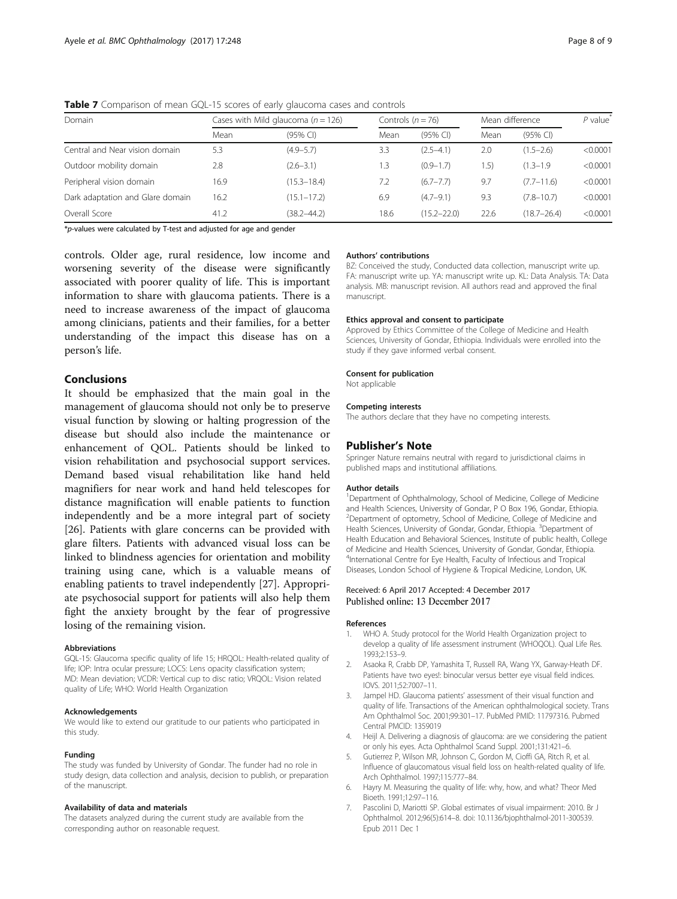**Table 7** Comparison of mean GQL-15 scores of early glaucoma cases and controls

| Domain | Cases with Mild glaucoma ($n = 126$) | | Controls ($n = 76$) | | Mean difference | | $P$ value* |
|---|---|---|---|---|---|---|---|
| | Mean | (95% CI) | Mean | (95% CI) | Mean | (95% CI) | |
| Central and Near vision domain | 5.3 | (4.9–5.7) | 3.3 | (2.5–4.1) | 2.0 | (1.5–2.6) | <0.0001 |
| Outdoor mobility domain | 2.8 | (2.6–3.1) | 1.3 | (0.9–1.7) | 1.5) | (1.3–1.9 | <0.0001 |
| Peripheral vision domain | 16.9 | (15.3–18.4) | 7.2 | (6.7–7.7) | 9.7 | (7.7–11.6) | <0.0001 |
| Dark adaptation and Glare domain | 16.2 | (15.1–17.2) | 6.9 | (4.7–9.1) | 9.3 | (7.8–10.7) | <0.0001 |
| Overall Score | 41.2 | (38.2–44.2) | 18.6 | (15.2–22.0) | 22.6 | (18.7–26.4) | <0.0001 |

*$p$-values were calculated by T-test and adjusted for age and gender

controls. Older age, rural residence, low income and worsening severity of the disease were significantly associated with poorer quality of life. This is important information to share with glaucoma patients. There is a need to increase awareness of the impact of glaucoma among clinicians, patients and their families, for a better understanding of the impact this disease has on a person's life.

## Conclusions

It should be emphasized that the main goal in the management of glaucoma should not only be to preserve visual function by slowing or halting progression of the disease but should also include the maintenance or enhancement of QOL. Patients should be linked to vision rehabilitation and psychosocial support services. Demand based visual rehabilitation like hand held magnifiers for near work and hand held telescopes for distance magnification will enable patients to function independently and be a more integral part of society [26]. Patients with glare concerns can be provided with glare filters. Patients with advanced visual loss can be linked to blindness agencies for orientation and mobility training using cane, which is a valuable means of enabling patients to travel independently [27]. Appropriate psychosocial support for patients will also help them fight the anxiety brought by the fear of progressive losing of the remaining vision.

#### Abbreviations

GQL-15: Glaucoma specific quality of life 15; HRQOL: Health-related quality of life; IOP: Intra ocular pressure; LOCS: Lens opacity classification system; MD: Mean deviation; VCDR: Vertical cup to disc ratio; VRQOL: Vision related quality of Life; WHO: World Health Organization

#### Acknowledgements

We would like to extend our gratitude to our patients who participated in this study.

#### Funding

The study was funded by University of Gondar. The funder had no role in study design, data collection and analysis, decision to publish, or preparation of the manuscript.

#### Availability of data and materials

The datasets analyzed during the current study are available from the corresponding author on reasonable request.

#### Authors' contributions

BZ: Conceived the study, Conducted data collection, manuscript write up. FA: manuscript write up. YA: manuscript write up. KL: Data Analysis. TA: Data analysis. MB: manuscript revision. All authors read and approved the final manuscript.

#### Ethics approval and consent to participate

Approved by Ethics Committee of the College of Medicine and Health Sciences, University of Gondar, Ethiopia. Individuals were enrolled into the study if they gave informed verbal consent.

#### Consent for publication

Not applicable

#### Competing interests

The authors declare that they have no competing interests.

## Publisher's Note

Springer Nature remains neutral with regard to jurisdictional claims in published maps and institutional affiliations.

#### Author details

[1]Department of Ophthalmology, School of Medicine, College of Medicine and Health Sciences, University of Gondar, P O Box 196, Gondar, Ethiopia. [2]Department of optometry, School of Medicine, College of Medicine and Health Sciences, University of Gondar, Gondar, Ethiopia. [3]Department of Health Education and Behavioral Sciences, Institute of public health, College of Medicine and Health Sciences, University of Gondar, Gondar, Ethiopia. [4]International Centre for Eye Health, Faculty of Infectious and Tropical Diseases, London School of Hygiene & Tropical Medicine, London, UK.

Received: 6 April 2017 Accepted: 4 December 2017
Published online: 13 December 2017

#### References

1. WHO A. Study protocol for the World Health Organization project to develop a quality of life assessment instrument (WHOQOL). Qual Life Res. 1993;2:153–9.
2. Asaoka R, Crabb DP, Yamashita T, Russell RA, Wang YX, Garway-Heath DF. Patients have two eyes!: binocular versus better eye visual field indices. IOVS. 2011;52:7007–11.
3. Jampel HD. Glaucoma patients' assessment of their visual function and quality of life. Transactions of the American ophthalmological society. Trans Am Ophthalmol Soc. 2001;99:301–17. PubMed PMID: 11797316. Pubmed Central PMCID: 1359019
4. Heijl A. Delivering a diagnosis of glaucoma: are we considering the patient or only his eyes. Acta Ophthalmol Scand Suppl. 2001;131:421–6.
5. Gutierrez P, Wilson MR, Johnson C, Gordon M, Cioffi GA, Ritch R, et al. Influence of glaucomatous visual field loss on health-related quality of life. Arch Ophthalmol. 1997;115:777–84.
6. Hayry M. Measuring the quality of life: why, how, and what? Theor Med Bioeth. 1991;12:97–116.
7. Pascolini D, Mariotti SP. Global estimates of visual impairment: 2010. Br J Ophthalmol. 2012;96(5):614–8. doi: 10.1136/bjophthalmol-2011-300539. Epub 2011 Dec 1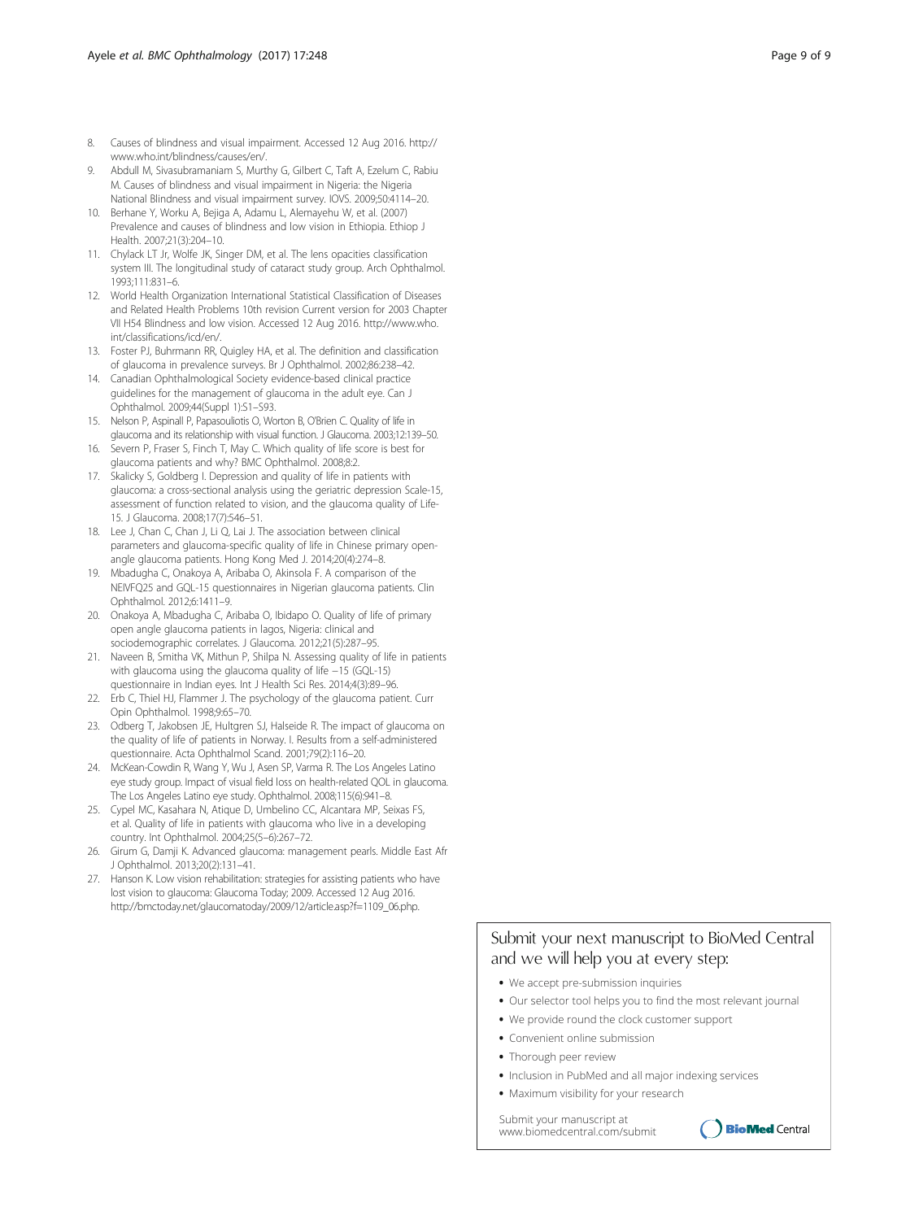8. Causes of blindness and visual impairment. Accessed 12 Aug 2016. http://www.who.int/blindness/causes/en/.
9. Abdull M, Sivasubramaniam S, Murthy G, Gilbert C, Taft A, Ezelum C, Rabiu M. Causes of blindness and visual impairment in Nigeria: the Nigeria National Blindness and visual impairment survey. IOVS. 2009;50:4114–20.
10. Berhane Y, Worku A, Bejiga A, Adamu L, Alemayehu W, et al. (2007) Prevalence and causes of blindness and low vision in Ethiopia. Ethiop J Health. 2007;21(3):204–10.
11. Chylack LT Jr, Wolfe JK, Singer DM, et al. The lens opacities classification system III. The longitudinal study of cataract study group. Arch Ophthalmol. 1993;111:831–6.
12. World Health Organization International Statistical Classification of Diseases and Related Health Problems 10th revision Current version for 2003 Chapter VII H54 Blindness and low vision. Accessed 12 Aug 2016. http://www.who.int/classifications/icd/en/.
13. Foster PJ, Buhrmann RR, Quigley HA, et al. The definition and classification of glaucoma in prevalence surveys. Br J Ophthalmol. 2002;86:238–42.
14. Canadian Ophthalmological Society evidence-based clinical practice guidelines for the management of glaucoma in the adult eye. Can J Ophthalmol. 2009;44(Suppl 1):S1–S93.
15. Nelson P, Aspinall P, Papasouliotis O, Worton B, O'Brien C. Quality of life in glaucoma and its relationship with visual function. J Glaucoma. 2003;12:139–50.
16. Severn P, Fraser S, Finch T, May C. Which quality of life score is best for glaucoma patients and why? BMC Ophthalmol. 2008;8:2.
17. Skalicky S, Goldberg I. Depression and quality of life in patients with glaucoma: a cross-sectional analysis using the geriatric depression Scale-15, assessment of function related to vision, and the glaucoma quality of Life-15. J Glaucoma. 2008;17(7):546–51.
18. Lee J, Chan C, Chan J, Li Q, Lai J. The association between clinical parameters and glaucoma-specific quality of life in Chinese primary open-angle glaucoma patients. Hong Kong Med J. 2014;20(4):274–8.
19. Mbadugha C, Onakoya A, Aribaba O, Akinsola F. A comparison of the NEIVFQ25 and GQL-15 questionnaires in Nigerian glaucoma patients. Clin Ophthalmol. 2012;6:1411–9.
20. Onakoya A, Mbadugha C, Aribaba O, Ibidapo O. Quality of life of primary open angle glaucoma patients in lagos, Nigeria: clinical and sociodemographic correlates. J Glaucoma. 2012;21(5):287–95.
21. Naveen B, Smitha VK, Mithun P, Shilpa N. Assessing quality of life in patients with glaucoma using the glaucoma quality of life −15 (GQL-15) questionnaire in Indian eyes. Int J Health Sci Res. 2014;4(3):89–96.
22. Erb C, Thiel HJ, Flammer J. The psychology of the glaucoma patient. Curr Opin Ophthalmol. 1998;9:65–70.
23. Odberg T, Jakobsen JE, Hultgren SJ, Halseide R. The impact of glaucoma on the quality of life of patients in Norway. I. Results from a self-administered questionnaire. Acta Ophthalmol Scand. 2001;79(2):116–20.
24. McKean-Cowdin R, Wang Y, Wu J, Asen SP, Varma R. The Los Angeles Latino eye study group. Impact of visual field loss on health-related QOL in glaucoma. The Los Angeles Latino eye study. Ophthalmol. 2008;115(6):941–8.
25. Cypel MC, Kasahara N, Atique D, Umbelino CC, Alcantara MP, Seixas FS, et al. Quality of life in patients with glaucoma who live in a developing country. Int Ophthalmol. 2004;25(5–6):267–72.
26. Girum G, Damji K. Advanced glaucoma: management pearls. Middle East Afr J Ophthalmol. 2013;20(2):131–41.
27. Hanson K. Low vision rehabilitation: strategies for assisting patients who have lost vision to glaucoma: Glaucoma Today; 2009. Accessed 12 Aug 2016. http://bmctoday.net/glaucomatoday/2009/12/article.asp?f=1109_06.php.

Submit your next manuscript to BioMed Central and we will help you at every step:

- We accept pre-submission inquiries
- Our selector tool helps you to find the most relevant journal
- We provide round the clock customer support
- Convenient online submission
- Thorough peer review
- Inclusion in PubMed and all major indexing services
- Maximum visibility for your research

Submit your manuscript at
www.biomedcentral.com/submit

BioMed Central